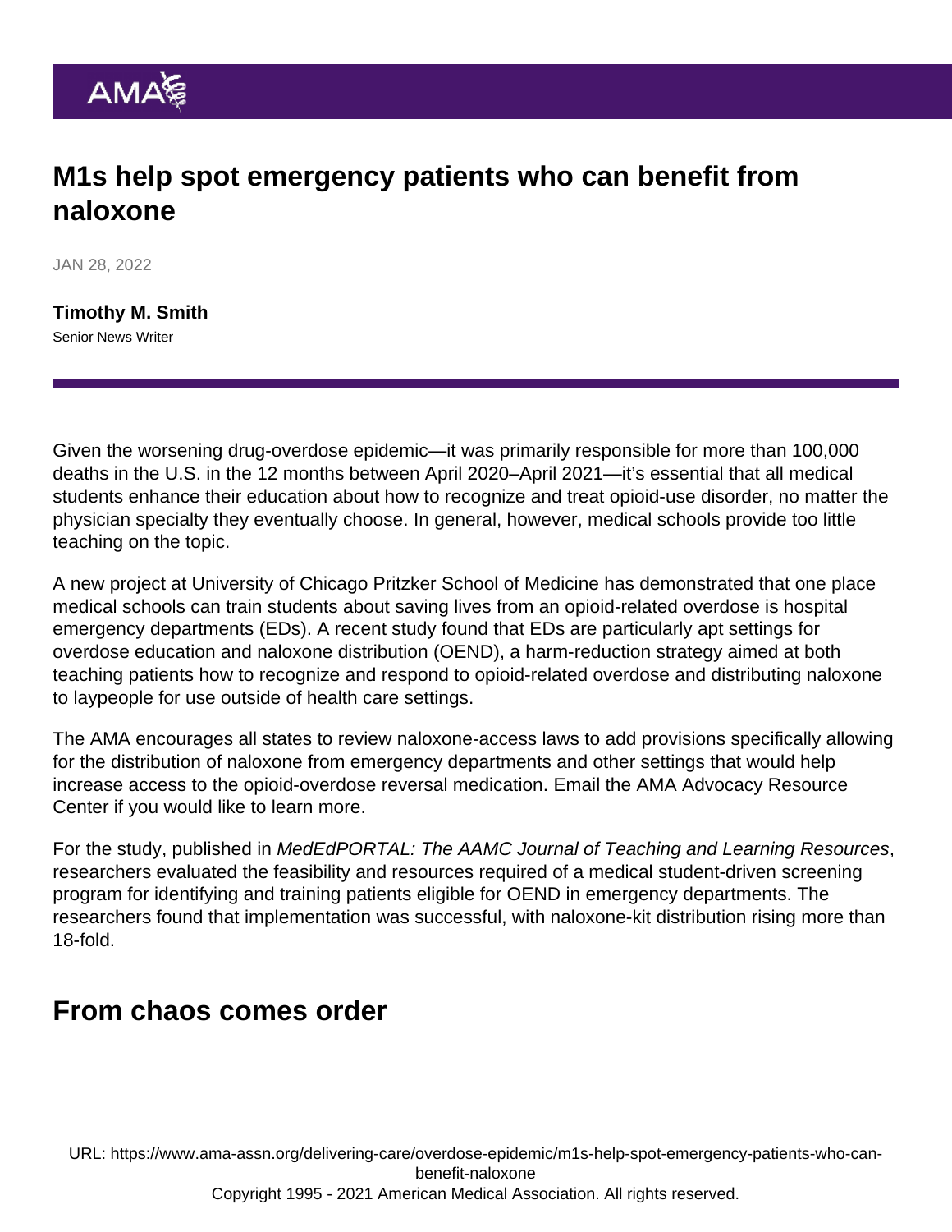# M1s help spot emergency patients who can benefit from naloxone

JAN 28, 2022

**Timothy M. Smith**
Senior News Writer

Given the worsening drug-overdose epidemic—it was primarily responsible for more than 100,000 deaths in the U.S. in the 12 months between April 2020–April 2021—it's essential that all medical students enhance their education about how to recognize and treat opioid-use disorder, no matter the physician specialty they eventually choose. In general, however, medical schools provide too little teaching on the topic.

A new project at University of Chicago Pritzker School of Medicine has demonstrated that one place medical schools can train students about saving lives from an opioid-related overdose is hospital emergency departments (EDs). A recent study found that EDs are particularly apt settings for overdose education and naloxone distribution (OEND), a harm-reduction strategy aimed at both teaching patients how to recognize and respond to opioid-related overdose and distributing naloxone to laypeople for use outside of health care settings.

The AMA encourages all states to review naloxone-access laws to add provisions specifically allowing for the distribution of naloxone from emergency departments and other settings that would help increase access to the opioid-overdose reversal medication. Email the AMA Advocacy Resource Center if you would like to learn more.

For the study, published in *MedEdPORTAL: The AAMC Journal of Teaching and Learning Resources*, researchers evaluated the feasibility and resources required of a medical student-driven screening program for identifying and training patients eligible for OEND in emergency departments. The researchers found that implementation was successful, with naloxone-kit distribution rising more than 18-fold.

## From chaos comes order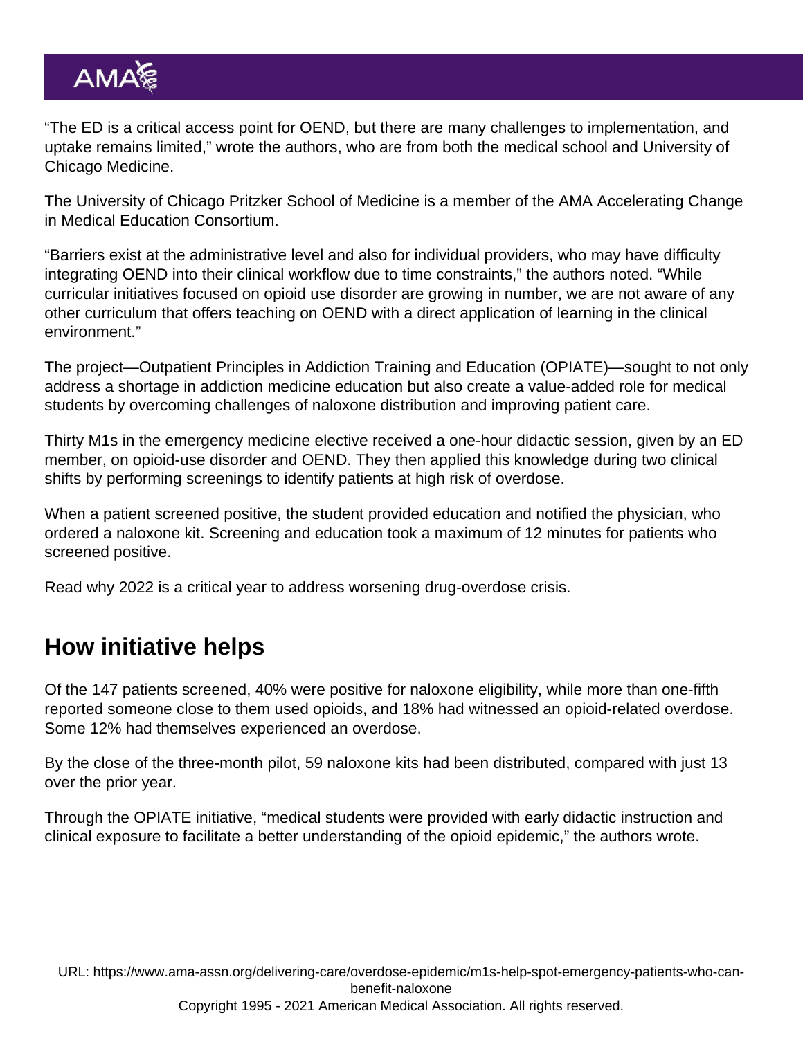“The ED is a critical access point for OEND, but there are many challenges to implementation, and uptake remains limited,” wrote the authors, who are from both the medical school and University of Chicago Medicine.

The University of Chicago Pritzker School of Medicine is a member of the AMA Accelerating Change in Medical Education Consortium.

“Barriers exist at the administrative level and also for individual providers, who may have difficulty integrating OEND into their clinical workflow due to time constraints,” the authors noted. “While curricular initiatives focused on opioid use disorder are growing in number, we are not aware of any other curriculum that offers teaching on OEND with a direct application of learning in the clinical environment.”

The project—Outpatient Principles in Addiction Training and Education (OPIATE)—sought to not only address a shortage in addiction medicine education but also create a value-added role for medical students by overcoming challenges of naloxone distribution and improving patient care.

Thirty M1s in the emergency medicine elective received a one-hour didactic session, given by an ED member, on opioid-use disorder and OEND. They then applied this knowledge during two clinical shifts by performing screenings to identify patients at high risk of overdose.

When a patient screened positive, the student provided education and notified the physician, who ordered a naloxone kit. Screening and education took a maximum of 12 minutes for patients who screened positive.

Read why 2022 is a critical year to address worsening drug-overdose crisis.

## How initiative helps

Of the 147 patients screened, 40% were positive for naloxone eligibility, while more than one-fifth reported someone close to them used opioids, and 18% had witnessed an opioid-related overdose. Some 12% had themselves experienced an overdose.

By the close of the three-month pilot, 59 naloxone kits had been distributed, compared with just 13 over the prior year.

Through the OPIATE initiative, “medical students were provided with early didactic instruction and clinical exposure to facilitate a better understanding of the opioid epidemic,” the authors wrote.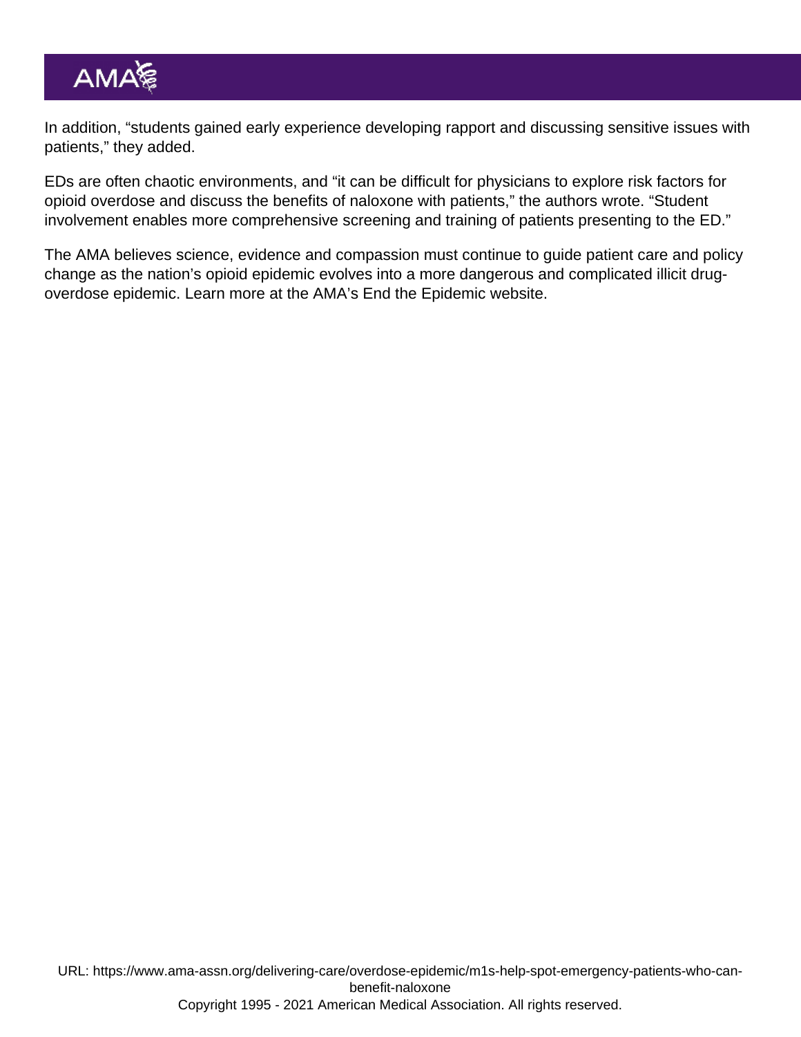In addition, "students gained early experience developing rapport and discussing sensitive issues with patients," they added.

EDs are often chaotic environments, and "it can be difficult for physicians to explore risk factors for opioid overdose and discuss the benefits of naloxone with patients," the authors wrote. "Student involvement enables more comprehensive screening and training of patients presenting to the ED."

The AMA believes science, evidence and compassion must continue to guide patient care and policy change as the nation's opioid epidemic evolves into a more dangerous and complicated illicit drug-overdose epidemic. Learn more at the AMA's End the Epidemic website.